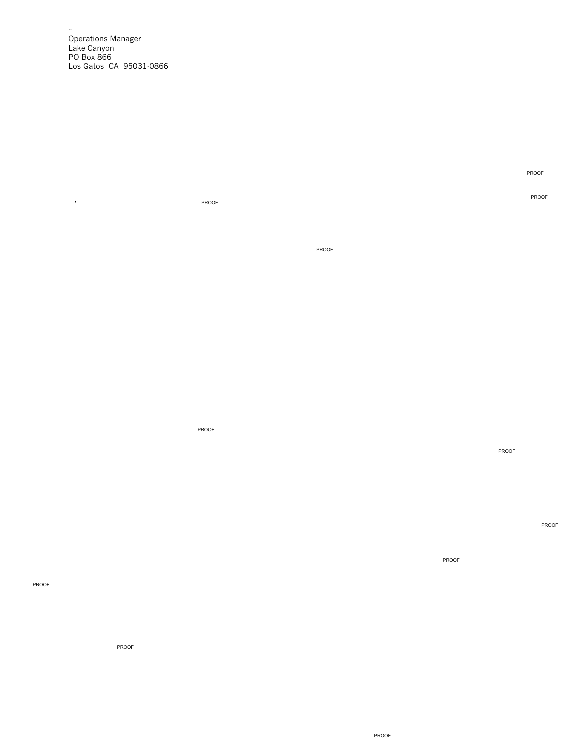..
Operations Manager
Lake Canyon
PO Box 866
Los Gatos CA 95031-0866

PROOF

PROOF

, PROOF

PROOF

PROOF

PROOF

PROOF

PROOF

PROOF

PROOF

PROOF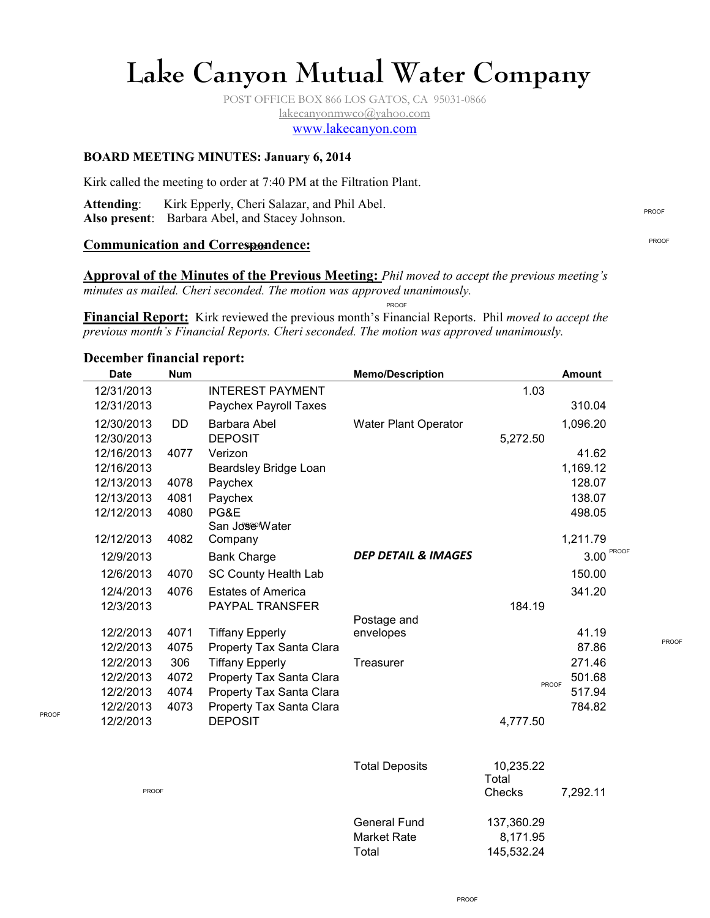# Lake Canyon Mutual Water Company

POST OFFICE BOX 866 LOS GATOS, CA 95031-0866
lakecanyonmwco@yahoo.com
www.lakecanyon.com

**BOARD MEETING MINUTES: January 6, 2014**

Kirk called the meeting to order at 7:40 PM at the Filtration Plant.

**Attending**: Kirk Epperly, Cheri Salazar, and Phil Abel.
**Also present**: Barbara Abel, and Stacey Johnson.

**Communication and Correspondence:**

**Approval of the Minutes of the Previous Meeting:** *Phil moved to accept the previous meeting's minutes as mailed. Cheri seconded. The motion was approved unanimously.*

**Financial Report:** Kirk reviewed the previous month's Financial Reports. Phil *moved to accept the previous month's Financial Reports. Cheri seconded. The motion was approved unanimously.*

**December financial report:**

| Date | Num | | Memo/Description | | Amount |
|---|---|---|---|---|---|
| 12/31/2013 | | INTEREST PAYMENT | | 1.03 | |
| 12/31/2013 | | Paychex Payroll Taxes | | | 310.04 |
| 12/30/2013 | DD | Barbara Abel | Water Plant Operator | | 1,096.20 |
| 12/30/2013 | | DEPOSIT | | 5,272.50 | |
| 12/16/2013 | 4077 | Verizon | | | 41.62 |
| 12/16/2013 | | Beardsley Bridge Loan | | | 1,169.12 |
| 12/13/2013 | 4078 | Paychex | | | 128.07 |
| 12/13/2013 | 4081 | Paychex | | | 138.07 |
| 12/12/2013 | 4080 | PG&E | | | 498.05 |
| 12/12/2013 | 4082 | San Jose Water Company | | | 1,211.79 |
| 12/9/2013 | | Bank Charge | ***DEP DETAIL & IMAGES*** | | 3.00 |
| 12/6/2013 | 4070 | SC County Health Lab | | | 150.00 |
| 12/4/2013 | 4076 | Estates of America | | | 341.20 |
| 12/3/2013 | | PAYPAL TRANSFER | | 184.19 | |
| 12/2/2013 | 4071 | Tiffany Epperly | Postage and envelopes | | 41.19 |
| 12/2/2013 | 4075 | Property Tax Santa Clara | | | 87.86 |
| 12/2/2013 | 306 | Tiffany Epperly | Treasurer | | 271.46 |
| 12/2/2013 | 4072 | Property Tax Santa Clara | | | 501.68 |
| 12/2/2013 | 4074 | Property Tax Santa Clara | | | 517.94 |
| 12/2/2013 | 4073 | Property Tax Santa Clara | | | 784.82 |
| 12/2/2013 | | DEPOSIT | | 4,777.50 | |
| | | | Total Deposits | 10,235.22 | |
| | | | | Total Checks | 7,292.11 |
| | | | General Fund | 137,360.29 | |
| | | | Market Rate | 8,171.95 | |
| | | | Total | 145,532.24 | |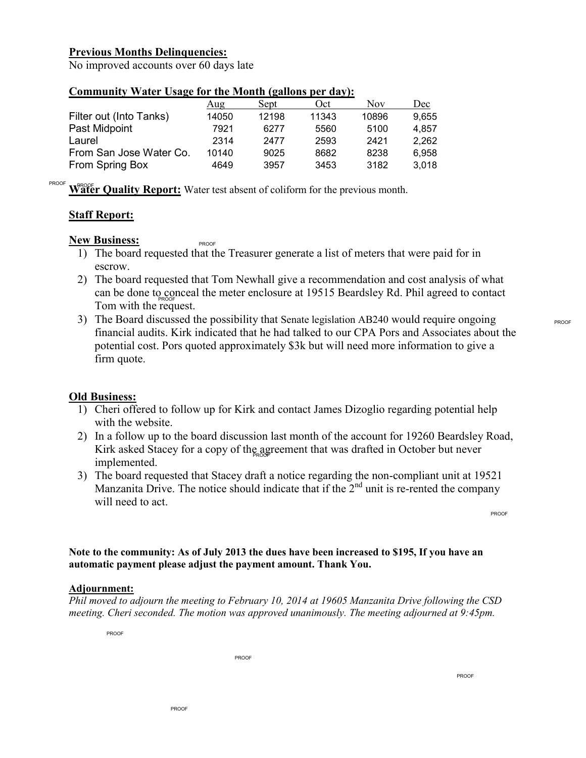**Previous Months Delinquencies:**
No improved accounts over 60 days late

**Community Water Usage for the Month (gallons per day):**

| | Aug | Sept | Oct | Nov | Dec |
|---|---|---|---|---|---|
| Filter out (Into Tanks) | 14050 | 12198 | 11343 | 10896 | 9,655 |
| Past Midpoint | 7921 | 6277 | 5560 | 5100 | 4,857 |
| Laurel | 2314 | 2477 | 2593 | 2421 | 2,262 |
| From San Jose Water Co. | 10140 | 9025 | 8682 | 8238 | 6,958 |
| From Spring Box | 4649 | 3957 | 3453 | 3182 | 3,018 |

**Water Quality Report:** Water test absent of coliform for the previous month.

**Staff Report:**

**New Business:**

1) The board requested that the Treasurer generate a list of meters that were paid for in escrow.
2) The board requested that Tom Newhall give a recommendation and cost analysis of what can be done to conceal the meter enclosure at 19515 Beardsley Rd. Phil agreed to contact Tom with the request.
3) The Board discussed the possibility that Senate legislation AB240 would require ongoing financial audits. Kirk indicated that he had talked to our CPA Pors and Associates about the potential cost. Pors quoted approximately $3k but will need more information to give a firm quote.

**Old Business:**

1) Cheri offered to follow up for Kirk and contact James Dizoglio regarding potential help with the website.
2) In a follow up to the board discussion last month of the account for 19260 Beardsley Road, Kirk asked Stacey for a copy of the agreement that was drafted in October but never implemented.
3) The board requested that Stacey draft a notice regarding the non-compliant unit at 19521 Manzanita Drive. The notice should indicate that if the 2nd unit is re-rented the company will need to act.

**Note to the community: As of July 2013 the dues have been increased to $195, If you have an automatic payment please adjust the payment amount. Thank You.**

**Adjournment:**
*Phil moved to adjourn the meeting to February 10, 2014 at 19605 Manzanita Drive following the CSD meeting. Cheri seconded. The motion was approved unanimously. The meeting adjourned at 9:45pm.*